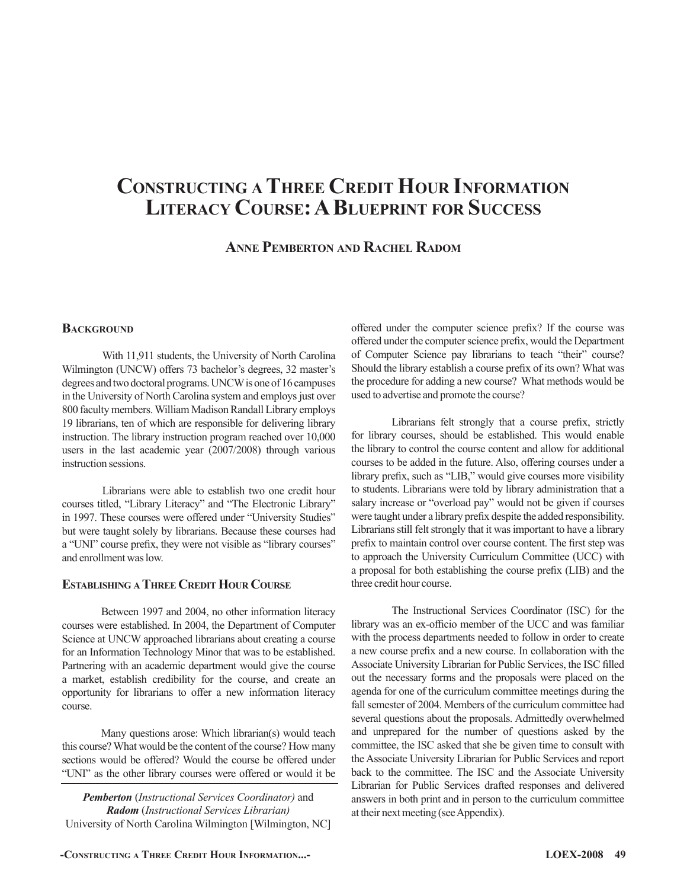# Constructing a Three Credit Hour Information Literacy Course: A Blueprint for Success

**Anne Pemberton and Rachel Radom**

## Background

With 11,911 students, the University of North Carolina Wilmington (UNCW) offers 73 bachelor's degrees, 32 master's degrees and two doctoral programs. UNCW is one of 16 campuses in the University of North Carolina system and employs just over 800 faculty members. William Madison Randall Library employs 19 librarians, ten of which are responsible for delivering library instruction. The library instruction program reached over 10,000 users in the last academic year (2007/2008) through various instruction sessions.

Librarians were able to establish two one credit hour courses titled, "Library Literacy" and "The Electronic Library" in 1997. These courses were offered under "University Studies" but were taught solely by librarians. Because these courses had a "UNI" course prefix, they were not visible as "library courses" and enrollment was low.

## Establishing a Three Credit Hour Course

Between 1997 and 2004, no other information literacy courses were established. In 2004, the Department of Computer Science at UNCW approached librarians about creating a course for an Information Technology Minor that was to be established. Partnering with an academic department would give the course a market, establish credibility for the course, and create an opportunity for librarians to offer a new information literacy course.

Many questions arose: Which librarian(s) would teach this course? What would be the content of the course? How many sections would be offered? Would the course be offered under "UNI" as the other library courses were offered or would it be offered under the computer science prefix? If the course was offered under the computer science prefix, would the Department of Computer Science pay librarians to teach "their" course? Should the library establish a course prefix of its own? What was the procedure for adding a new course? What methods would be used to advertise and promote the course?

Librarians felt strongly that a course prefix, strictly for library courses, should be established. This would enable the library to control the course content and allow for additional courses to be added in the future. Also, offering courses under a library prefix, such as "LIB," would give courses more visibility to students. Librarians were told by library administration that a salary increase or "overload pay" would not be given if courses were taught under a library prefix despite the added responsibility. Librarians still felt strongly that it was important to have a library prefix to maintain control over course content. The first step was to approach the University Curriculum Committee (UCC) with a proposal for both establishing the course prefix (LIB) and the three credit hour course.

The Instructional Services Coordinator (ISC) for the library was an ex-officio member of the UCC and was familiar with the process departments needed to follow in order to create a new course prefix and a new course. In collaboration with the Associate University Librarian for Public Services, the ISC filled out the necessary forms and the proposals were placed on the agenda for one of the curriculum committee meetings during the fall semester of 2004. Members of the curriculum committee had several questions about the proposals. Admittedly overwhelmed and unprepared for the number of questions asked by the committee, the ISC asked that she be given time to consult with the Associate University Librarian for Public Services and report back to the committee. The ISC and the Associate University Librarian for Public Services drafted responses and delivered answers in both print and in person to the curriculum committee at their next meeting (see Appendix).

---

***Pemberton*** (*Instructional Services Coordinator)* and ***Radom*** (*Instructional Services Librarian)*
University of North Carolina Wilmington [Wilmington, NC]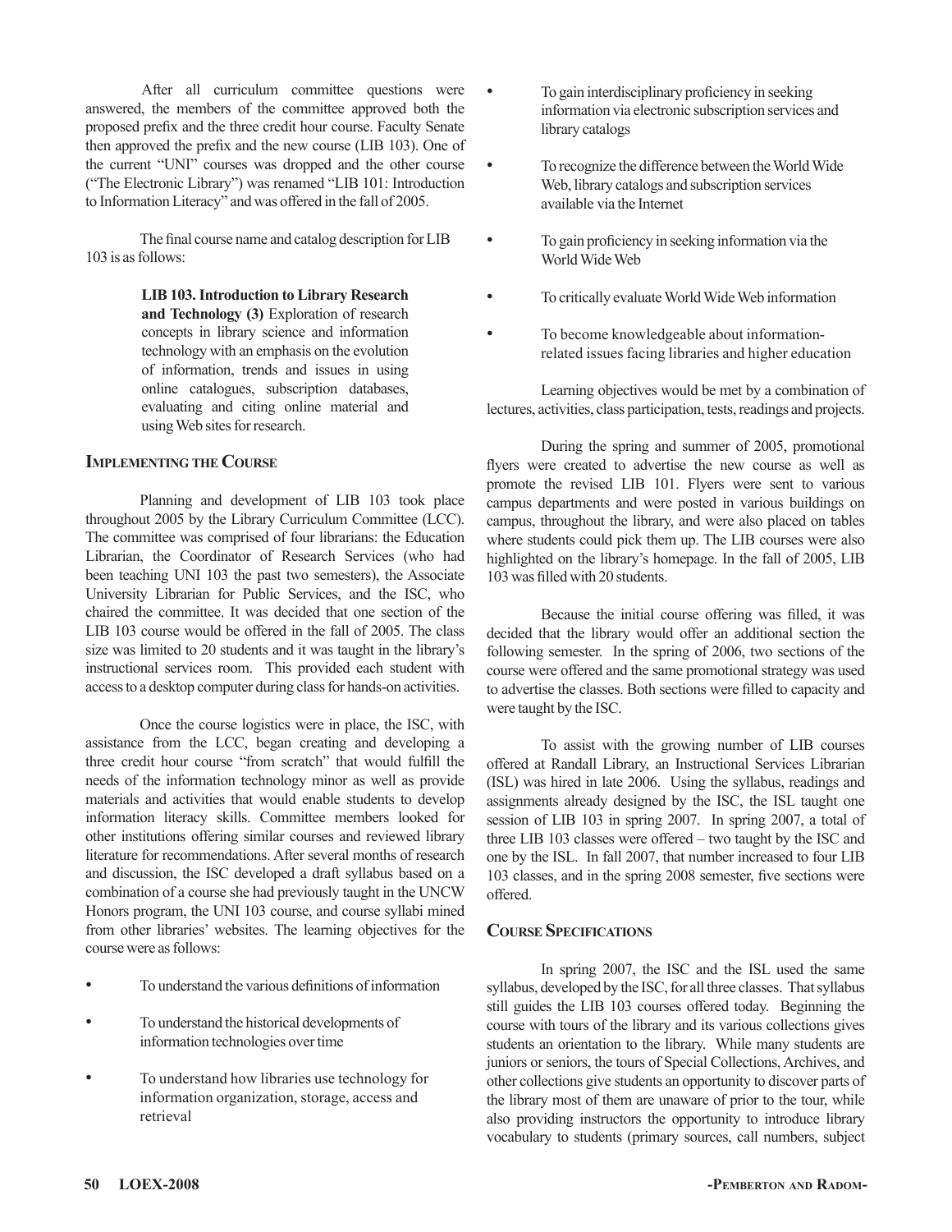After all curriculum committee questions were answered, the members of the committee approved both the proposed prefix and the three credit hour course. Faculty Senate then approved the prefix and the new course (LIB 103). One of the current "UNI" courses was dropped and the other course ("The Electronic Library") was renamed "LIB 101: Introduction to Information Literacy" and was offered in the fall of 2005.

The final course name and catalog description for LIB 103 is as follows:

> **LIB 103. Introduction to Library Research and Technology (3)** Exploration of research concepts in library science and information technology with an emphasis on the evolution of information, trends and issues in using online catalogues, subscription databases, evaluating and citing online material and using Web sites for research.

## Implementing the Course

Planning and development of LIB 103 took place throughout 2005 by the Library Curriculum Committee (LCC). The committee was comprised of four librarians: the Education Librarian, the Coordinator of Research Services (who had been teaching UNI 103 the past two semesters), the Associate University Librarian for Public Services, and the ISC, who chaired the committee. It was decided that one section of the LIB 103 course would be offered in the fall of 2005. The class size was limited to 20 students and it was taught in the library's instructional services room. This provided each student with access to a desktop computer during class for hands-on activities.

Once the course logistics were in place, the ISC, with assistance from the LCC, began creating and developing a three credit hour course "from scratch" that would fulfill the needs of the information technology minor as well as provide materials and activities that would enable students to develop information literacy skills. Committee members looked for other institutions offering similar courses and reviewed library literature for recommendations. After several months of research and discussion, the ISC developed a draft syllabus based on a combination of a course she had previously taught in the UNCW Honors program, the UNI 103 course, and course syllabi mined from other libraries' websites. The learning objectives for the course were as follows:

- To understand the various definitions of information
- To understand the historical developments of information technologies over time
- To understand how libraries use technology for information organization, storage, access and retrieval
- To gain interdisciplinary proficiency in seeking information via electronic subscription services and library catalogs
- To recognize the difference between the World Wide Web, library catalogs and subscription services available via the Internet
- To gain proficiency in seeking information via the World Wide Web
- To critically evaluate World Wide Web information
- To become knowledgeable about information-related issues facing libraries and higher education

Learning objectives would be met by a combination of lectures, activities, class participation, tests, readings and projects.

During the spring and summer of 2005, promotional flyers were created to advertise the new course as well as promote the revised LIB 101. Flyers were sent to various campus departments and were posted in various buildings on campus, throughout the library, and were also placed on tables where students could pick them up. The LIB courses were also highlighted on the library's homepage. In the fall of 2005, LIB 103 was filled with 20 students.

Because the initial course offering was filled, it was decided that the library would offer an additional section the following semester. In the spring of 2006, two sections of the course were offered and the same promotional strategy was used to advertise the classes. Both sections were filled to capacity and were taught by the ISC.

To assist with the growing number of LIB courses offered at Randall Library, an Instructional Services Librarian (ISL) was hired in late 2006. Using the syllabus, readings and assignments already designed by the ISC, the ISL taught one session of LIB 103 in spring 2007. In spring 2007, a total of three LIB 103 classes were offered – two taught by the ISC and one by the ISL. In fall 2007, that number increased to four LIB 103 classes, and in the spring 2008 semester, five sections were offered.

## Course Specifications

In spring 2007, the ISC and the ISL used the same syllabus, developed by the ISC, for all three classes. That syllabus still guides the LIB 103 courses offered today. Beginning the course with tours of the library and its various collections gives students an orientation to the library. While many students are juniors or seniors, the tours of Special Collections, Archives, and other collections give students an opportunity to discover parts of the library most of them are unaware of prior to the tour, while also providing instructors the opportunity to introduce library vocabulary to students (primary sources, call numbers, subject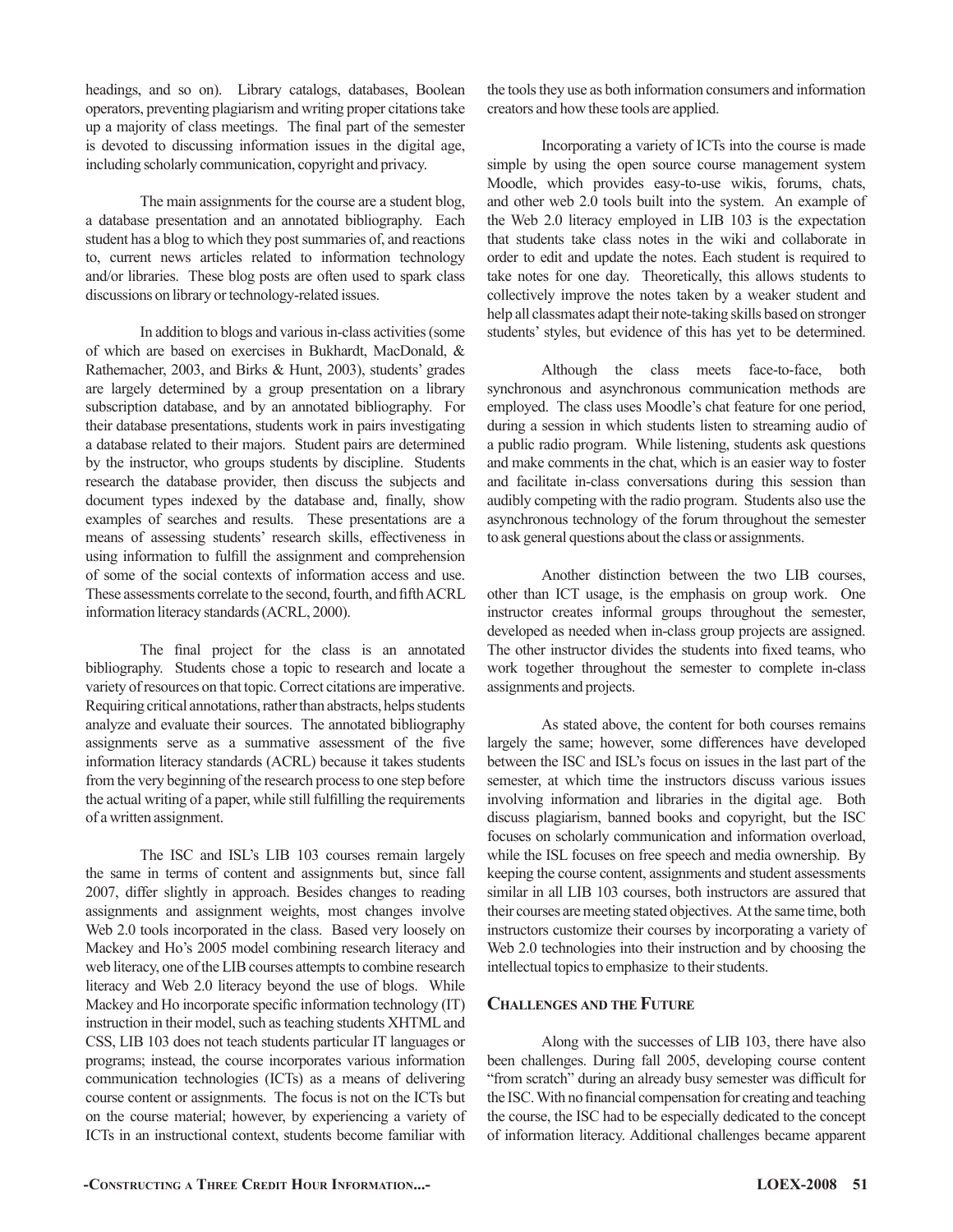headings, and so on). Library catalogs, databases, Boolean operators, preventing plagiarism and writing proper citations take up a majority of class meetings. The final part of the semester is devoted to discussing information issues in the digital age, including scholarly communication, copyright and privacy.

The main assignments for the course are a student blog, a database presentation and an annotated bibliography. Each student has a blog to which they post summaries of, and reactions to, current news articles related to information technology and/or libraries. These blog posts are often used to spark class discussions on library or technology-related issues.

In addition to blogs and various in-class activities (some of which are based on exercises in Bukhardt, MacDonald, & Rathemacher, 2003, and Birks & Hunt, 2003), students' grades are largely determined by a group presentation on a library subscription database, and by an annotated bibliography. For their database presentations, students work in pairs investigating a database related to their majors. Student pairs are determined by the instructor, who groups students by discipline. Students research the database provider, then discuss the subjects and document types indexed by the database and, finally, show examples of searches and results. These presentations are a means of assessing students' research skills, effectiveness in using information to fulfill the assignment and comprehension of some of the social contexts of information access and use. These assessments correlate to the second, fourth, and fifth ACRL information literacy standards (ACRL, 2000).

The final project for the class is an annotated bibliography. Students chose a topic to research and locate a variety of resources on that topic. Correct citations are imperative. Requiring critical annotations, rather than abstracts, helps students analyze and evaluate their sources. The annotated bibliography assignments serve as a summative assessment of the five information literacy standards (ACRL) because it takes students from the very beginning of the research process to one step before the actual writing of a paper, while still fulfilling the requirements of a written assignment.

The ISC and ISL's LIB 103 courses remain largely the same in terms of content and assignments but, since fall 2007, differ slightly in approach. Besides changes to reading assignments and assignment weights, most changes involve Web 2.0 tools incorporated in the class. Based very loosely on Mackey and Ho's 2005 model combining research literacy and web literacy, one of the LIB courses attempts to combine research literacy and Web 2.0 literacy beyond the use of blogs. While Mackey and Ho incorporate specific information technology (IT) instruction in their model, such as teaching students XHTML and CSS, LIB 103 does not teach students particular IT languages or programs; instead, the course incorporates various information communication technologies (ICTs) as a means of delivering course content or assignments. The focus is not on the ICTs but on the course material; however, by experiencing a variety of ICTs in an instructional context, students become familiar with the tools they use as both information consumers and information creators and how these tools are applied.

Incorporating a variety of ICTs into the course is made simple by using the open source course management system Moodle, which provides easy-to-use wikis, forums, chats, and other web 2.0 tools built into the system. An example of the Web 2.0 literacy employed in LIB 103 is the expectation that students take class notes in the wiki and collaborate in order to edit and update the notes. Each student is required to take notes for one day. Theoretically, this allows students to collectively improve the notes taken by a weaker student and help all classmates adapt their note-taking skills based on stronger students' styles, but evidence of this has yet to be determined.

Although the class meets face-to-face, both synchronous and asynchronous communication methods are employed. The class uses Moodle's chat feature for one period, during a session in which students listen to streaming audio of a public radio program. While listening, students ask questions and make comments in the chat, which is an easier way to foster and facilitate in-class conversations during this session than audibly competing with the radio program. Students also use the asynchronous technology of the forum throughout the semester to ask general questions about the class or assignments.

Another distinction between the two LIB courses, other than ICT usage, is the emphasis on group work. One instructor creates informal groups throughout the semester, developed as needed when in-class group projects are assigned. The other instructor divides the students into fixed teams, who work together throughout the semester to complete in-class assignments and projects.

As stated above, the content for both courses remains largely the same; however, some differences have developed between the ISC and ISL's focus on issues in the last part of the semester, at which time the instructors discuss various issues involving information and libraries in the digital age. Both discuss plagiarism, banned books and copyright, but the ISC focuses on scholarly communication and information overload, while the ISL focuses on free speech and media ownership. By keeping the course content, assignments and student assessments similar in all LIB 103 courses, both instructors are assured that their courses are meeting stated objectives. At the same time, both instructors customize their courses by incorporating a variety of Web 2.0 technologies into their instruction and by choosing the intellectual topics to emphasize to their students.

## Challenges and the Future

Along with the successes of LIB 103, there have also been challenges. During fall 2005, developing course content "from scratch" during an already busy semester was difficult for the ISC. With no financial compensation for creating and teaching the course, the ISC had to be especially dedicated to the concept of information literacy. Additional challenges became apparent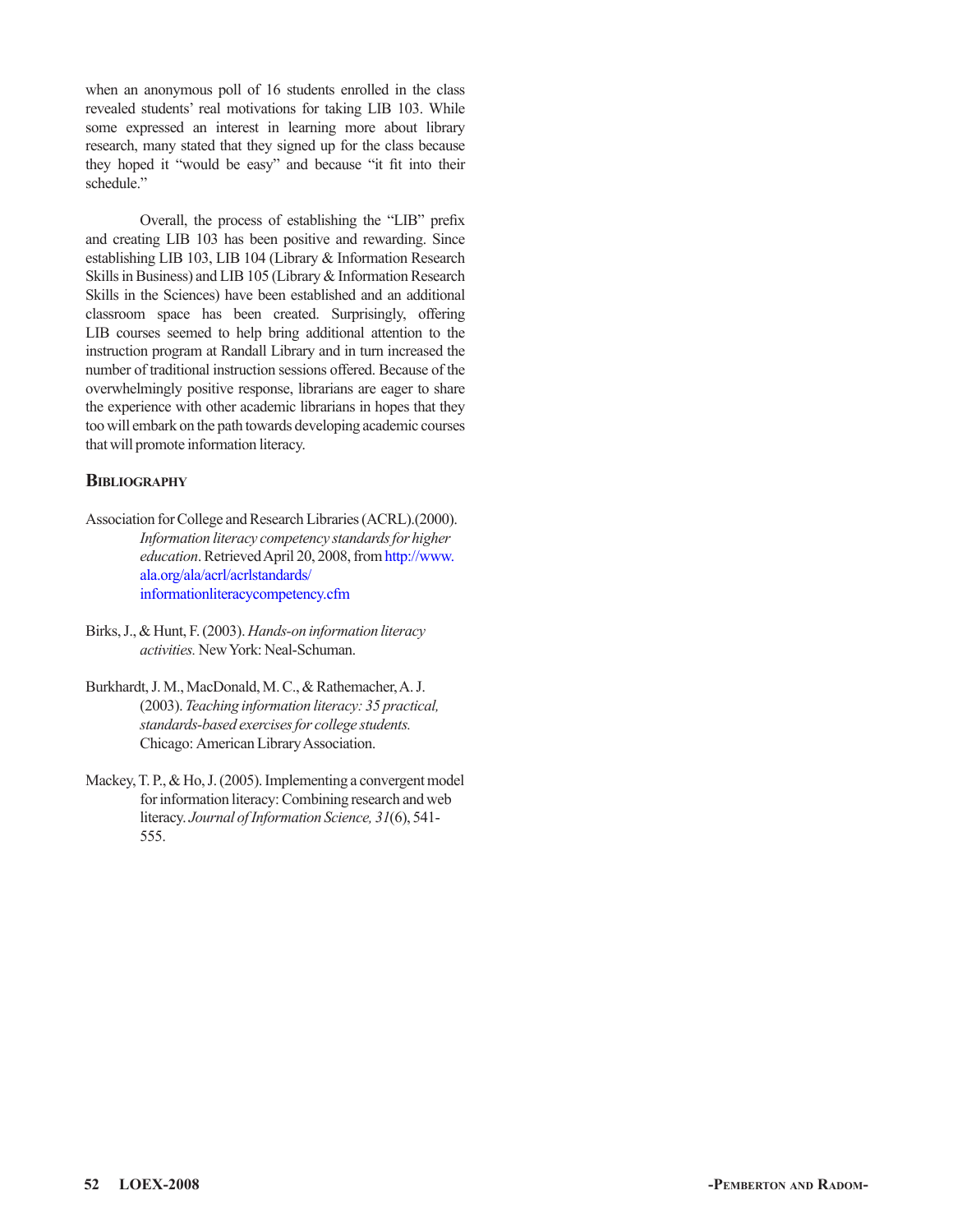when an anonymous poll of 16 students enrolled in the class revealed students' real motivations for taking LIB 103. While some expressed an interest in learning more about library research, many stated that they signed up for the class because they hoped it "would be easy" and because "it fit into their schedule."

Overall, the process of establishing the "LIB" prefix and creating LIB 103 has been positive and rewarding. Since establishing LIB 103, LIB 104 (Library & Information Research Skills in Business) and LIB 105 (Library & Information Research Skills in the Sciences) have been established and an additional classroom space has been created. Surprisingly, offering LIB courses seemed to help bring additional attention to the instruction program at Randall Library and in turn increased the number of traditional instruction sessions offered. Because of the overwhelmingly positive response, librarians are eager to share the experience with other academic librarians in hopes that they too will embark on the path towards developing academic courses that will promote information literacy.

## Bibliography

Association for College and Research Libraries (ACRL).(2000). *Information literacy competency standards for higher education*. Retrieved April 20, 2008, from http://www.ala.org/ala/acrl/acrlstandards/informationliteracycompetency.cfm

Birks, J., & Hunt, F. (2003). *Hands-on information literacy activities.* New York: Neal-Schuman.

Burkhardt, J. M., MacDonald, M. C., & Rathemacher, A. J. (2003). *Teaching information literacy: 35 practical, standards-based exercises for college students.* Chicago: American Library Association.

Mackey, T. P., & Ho, J. (2005). Implementing a convergent model for information literacy: Combining research and web literacy. *Journal of Information Science, 31*(6), 541-555.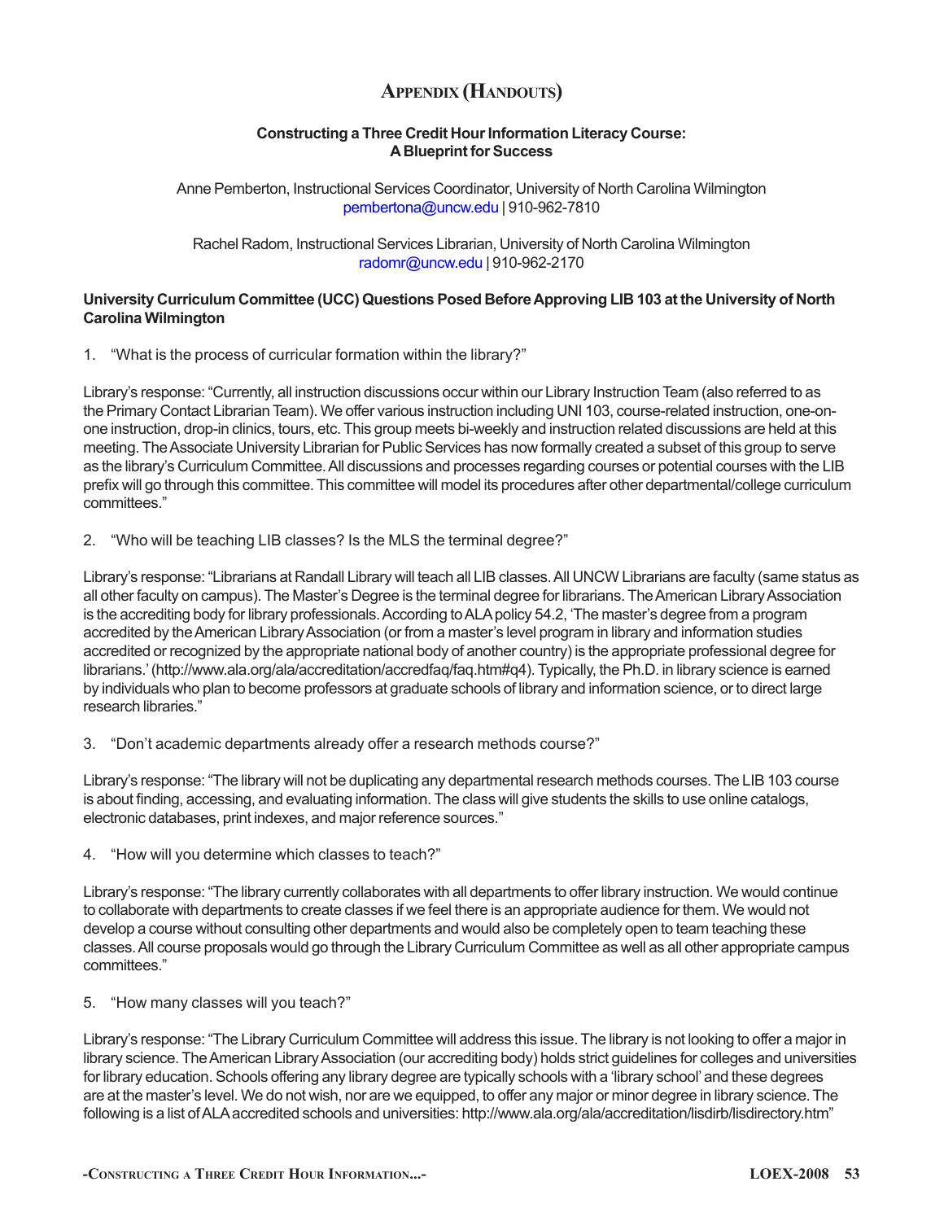# Appendix (Handouts)

**Constructing a Three Credit Hour Information Literacy Course: A Blueprint for Success**

Anne Pemberton, Instructional Services Coordinator, University of North Carolina Wilmington
pembertona@uncw.edu | 910-962-7810

Rachel Radom, Instructional Services Librarian, University of North Carolina Wilmington
radomr@uncw.edu | 910-962-2170

**University Curriculum Committee (UCC) Questions Posed Before Approving LIB 103 at the University of North Carolina Wilmington**

1. "What is the process of curricular formation within the library?"

Library's response: "Currently, all instruction discussions occur within our Library Instruction Team (also referred to as the Primary Contact Librarian Team). We offer various instruction including UNI 103, course-related instruction, one-on-one instruction, drop-in clinics, tours, etc. This group meets bi-weekly and instruction related discussions are held at this meeting. The Associate University Librarian for Public Services has now formally created a subset of this group to serve as the library's Curriculum Committee. All discussions and processes regarding courses or potential courses with the LIB prefix will go through this committee. This committee will model its procedures after other departmental/college curriculum committees."

2. "Who will be teaching LIB classes? Is the MLS the terminal degree?"

Library's response: "Librarians at Randall Library will teach all LIB classes. All UNCW Librarians are faculty (same status as all other faculty on campus). The Master's Degree is the terminal degree for librarians. The American Library Association is the accrediting body for library professionals. According to ALA policy 54.2, 'The master's degree from a program accredited by the American Library Association (or from a master's level program in library and information studies accredited or recognized by the appropriate national body of another country) is the appropriate professional degree for librarians.' (http://www.ala.org/ala/accreditation/accredfaq/faq.htm#q4). Typically, the Ph.D. in library science is earned by individuals who plan to become professors at graduate schools of library and information science, or to direct large research libraries."

3. "Don't academic departments already offer a research methods course?"

Library's response: "The library will not be duplicating any departmental research methods courses. The LIB 103 course is about finding, accessing, and evaluating information. The class will give students the skills to use online catalogs, electronic databases, print indexes, and major reference sources."

4. "How will you determine which classes to teach?"

Library's response: "The library currently collaborates with all departments to offer library instruction. We would continue to collaborate with departments to create classes if we feel there is an appropriate audience for them. We would not develop a course without consulting other departments and would also be completely open to team teaching these classes. All course proposals would go through the Library Curriculum Committee as well as all other appropriate campus committees."

5. "How many classes will you teach?"

Library's response: "The Library Curriculum Committee will address this issue. The library is not looking to offer a major in library science. The American Library Association (our accrediting body) holds strict guidelines for colleges and universities for library education. Schools offering any library degree are typically schools with a 'library school' and these degrees are at the master's level. We do not wish, nor are we equipped, to offer any major or minor degree in library science. The following is a list of ALA accredited schools and universities: http://www.ala.org/ala/accreditation/lisdirb/lisdirectory.htm"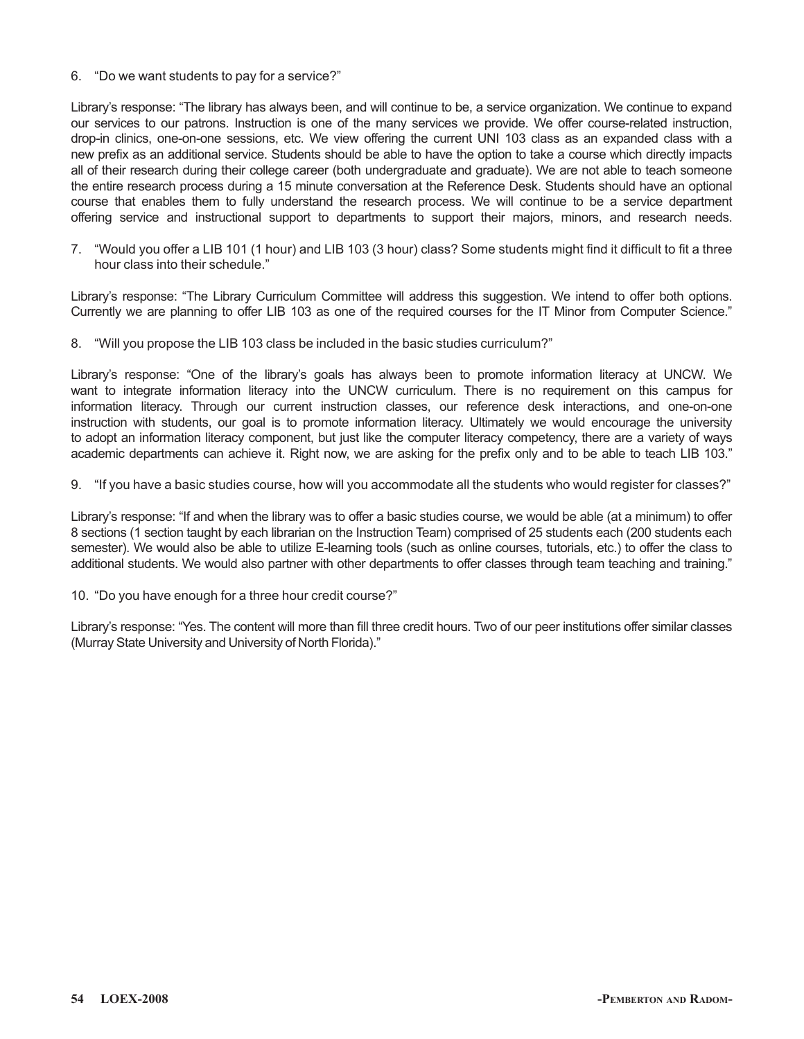6. "Do we want students to pay for a service?"

Library's response: "The library has always been, and will continue to be, a service organization. We continue to expand our services to our patrons. Instruction is one of the many services we provide. We offer course-related instruction, drop-in clinics, one-on-one sessions, etc. We view offering the current UNI 103 class as an expanded class with a new prefix as an additional service. Students should be able to have the option to take a course which directly impacts all of their research during their college career (both undergraduate and graduate). We are not able to teach someone the entire research process during a 15 minute conversation at the Reference Desk. Students should have an optional course that enables them to fully understand the research process. We will continue to be a service department offering service and instructional support to departments to support their majors, minors, and research needs.

7. "Would you offer a LIB 101 (1 hour) and LIB 103 (3 hour) class? Some students might find it difficult to fit a three hour class into their schedule."

Library's response: "The Library Curriculum Committee will address this suggestion. We intend to offer both options. Currently we are planning to offer LIB 103 as one of the required courses for the IT Minor from Computer Science."

8. "Will you propose the LIB 103 class be included in the basic studies curriculum?"

Library's response: "One of the library's goals has always been to promote information literacy at UNCW. We want to integrate information literacy into the UNCW curriculum. There is no requirement on this campus for information literacy. Through our current instruction classes, our reference desk interactions, and one-on-one instruction with students, our goal is to promote information literacy. Ultimately we would encourage the university to adopt an information literacy component, but just like the computer literacy competency, there are a variety of ways academic departments can achieve it. Right now, we are asking for the prefix only and to be able to teach LIB 103."

9. "If you have a basic studies course, how will you accommodate all the students who would register for classes?"

Library's response: "If and when the library was to offer a basic studies course, we would be able (at a minimum) to offer 8 sections (1 section taught by each librarian on the Instruction Team) comprised of 25 students each (200 students each semester). We would also be able to utilize E-learning tools (such as online courses, tutorials, etc.) to offer the class to additional students. We would also partner with other departments to offer classes through team teaching and training."

10. "Do you have enough for a three hour credit course?"

Library's response: "Yes. The content will more than fill three credit hours. Two of our peer institutions offer similar classes (Murray State University and University of North Florida)."